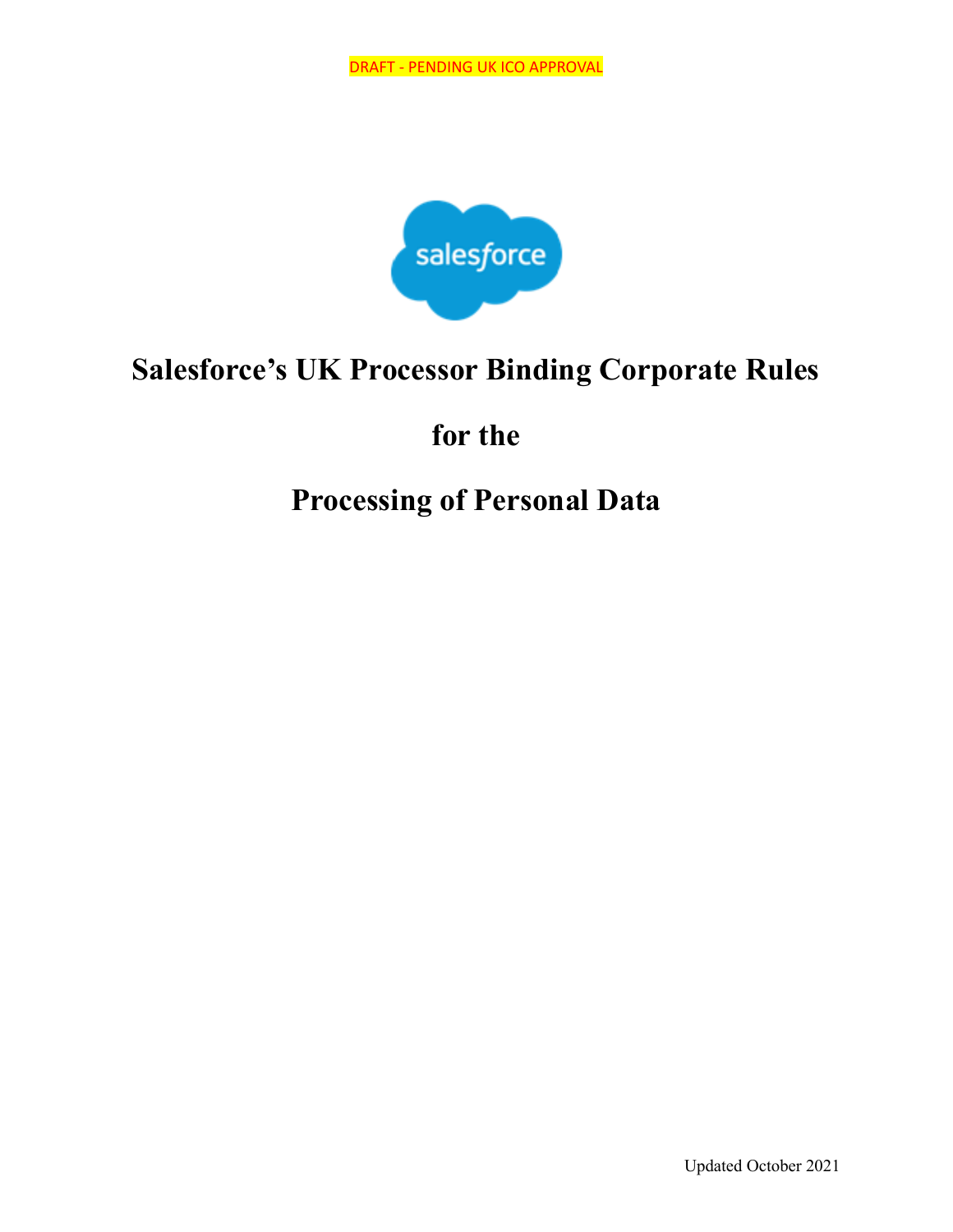DRAFT - PENDING UK ICO APPROVAL

# Salesforce's UK Processor Binding Corporate Rules

# for the

# Processing of Personal Data

Updated October 2021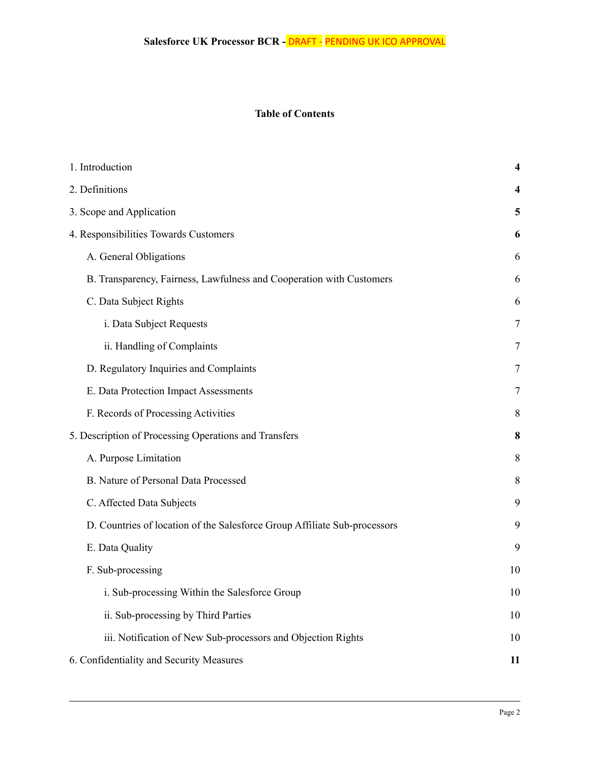**Salesforce UK Processor BCR - DRAFT - PENDING UK ICO APPROVAL**

## Table of Contents

| | |
|---|---|
| 1. Introduction | **4** |
| 2. Definitions | **4** |
| 3. Scope and Application | **5** |
| 4. Responsibilities Towards Customers | **6** |
| A. General Obligations | 6 |
| B. Transparency, Fairness, Lawfulness and Cooperation with Customers | 6 |
| C. Data Subject Rights | 6 |
| i. Data Subject Requests | 7 |
| ii. Handling of Complaints | 7 |
| D. Regulatory Inquiries and Complaints | 7 |
| E. Data Protection Impact Assessments | 7 |
| F. Records of Processing Activities | 8 |
| 5. Description of Processing Operations and Transfers | **8** |
| A. Purpose Limitation | 8 |
| B. Nature of Personal Data Processed | 8 |
| C. Affected Data Subjects | 9 |
| D. Countries of location of the Salesforce Group Affiliate Sub-processors | 9 |
| E. Data Quality | 9 |
| F. Sub-processing | 10 |
| i. Sub-processing Within the Salesforce Group | 10 |
| ii. Sub-processing by Third Parties | 10 |
| iii. Notification of New Sub-processors and Objection Rights | 10 |
| 6. Confidentiality and Security Measures | **11** |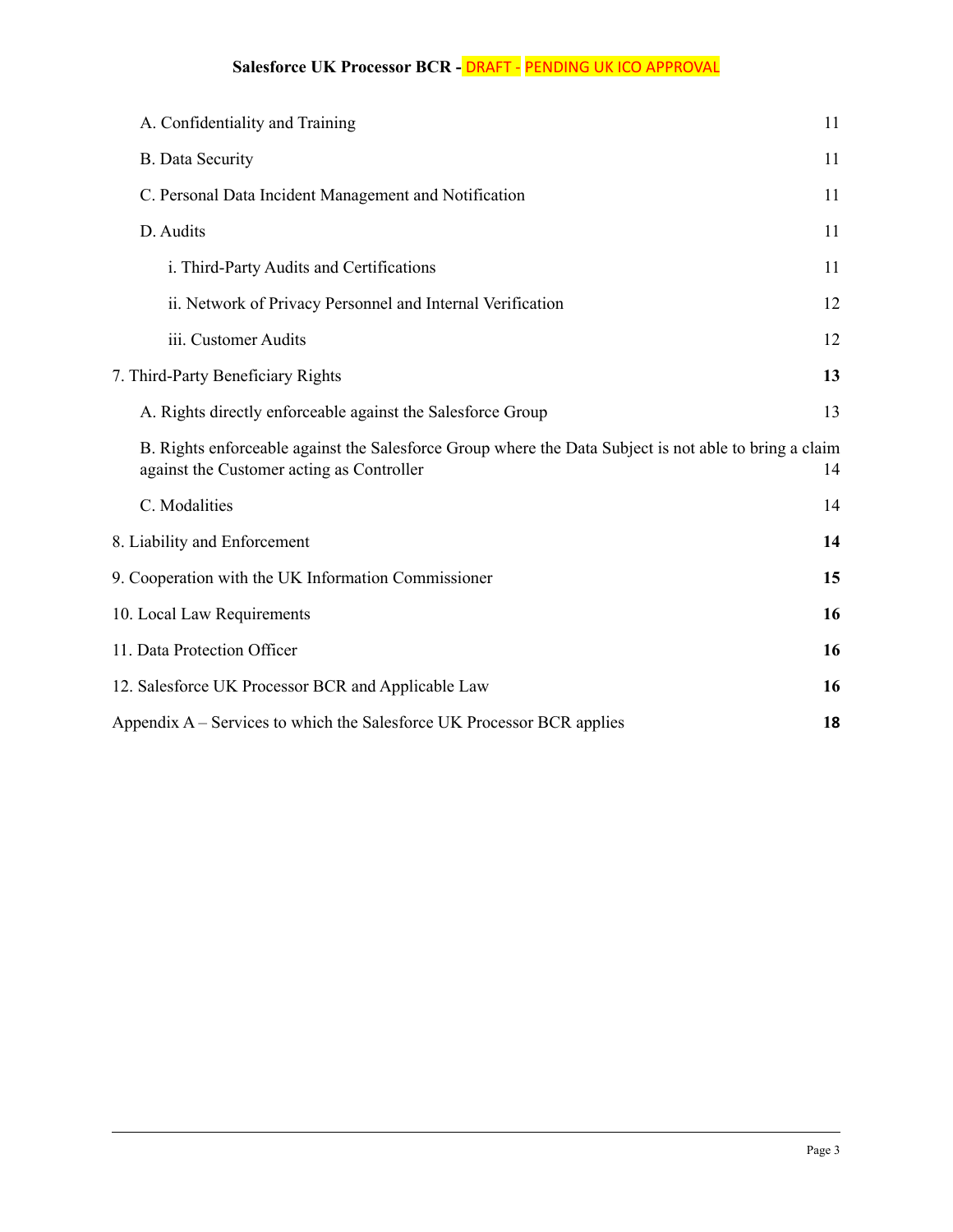A. Confidentiality and Training 11

B. Data Security 11

C. Personal Data Incident Management and Notification 11

D. Audits 11

i. Third-Party Audits and Certifications 11

ii. Network of Privacy Personnel and Internal Verification 12

iii. Customer Audits 12

7. Third-Party Beneficiary Rights **13**

A. Rights directly enforceable against the Salesforce Group 13

B. Rights enforceable against the Salesforce Group where the Data Subject is not able to bring a claim against the Customer acting as Controller 14

C. Modalities 14

8. Liability and Enforcement **14**

9. Cooperation with the UK Information Commissioner **15**

10. Local Law Requirements **16**

11. Data Protection Officer **16**

12. Salesforce UK Processor BCR and Applicable Law **16**

Appendix A – Services to which the Salesforce UK Processor BCR applies **18**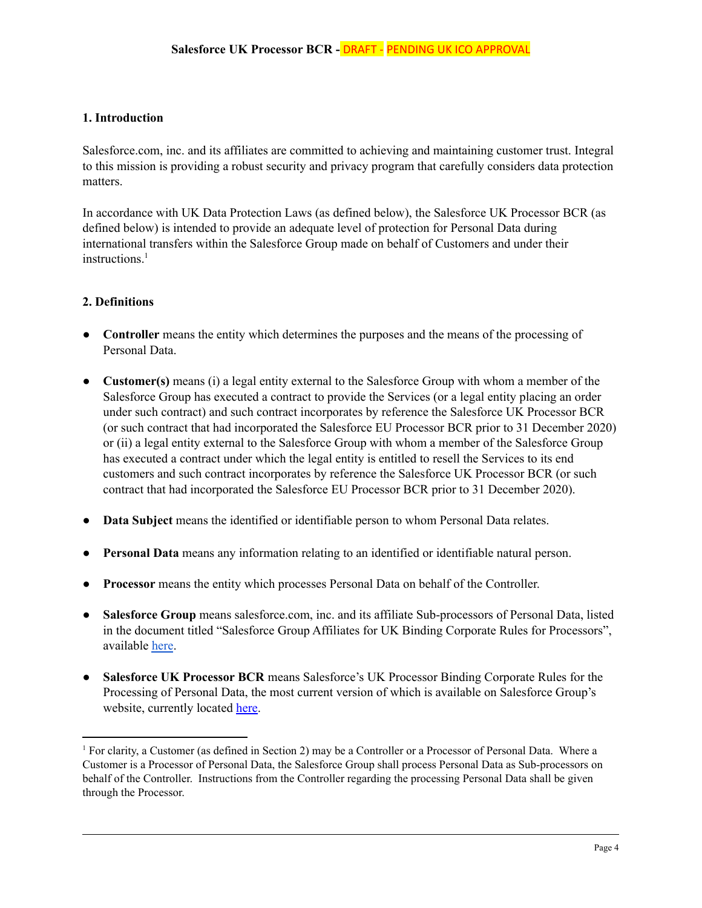## 1. Introduction

Salesforce.com, inc. and its affiliates are committed to achieving and maintaining customer trust. Integral to this mission is providing a robust security and privacy program that carefully considers data protection matters.

In accordance with UK Data Protection Laws (as defined below), the Salesforce UK Processor BCR (as defined below) is intended to provide an adequate level of protection for Personal Data during international transfers within the Salesforce Group made on behalf of Customers and under their instructions.[1]

## 2. Definitions

- **Controller** means the entity which determines the purposes and the means of the processing of Personal Data.
- **Customer(s)** means (i) a legal entity external to the Salesforce Group with whom a member of the Salesforce Group has executed a contract to provide the Services (or a legal entity placing an order under such contract) and such contract incorporates by reference the Salesforce UK Processor BCR (or such contract that had incorporated the Salesforce EU Processor BCR prior to 31 December 2020) or (ii) a legal entity external to the Salesforce Group with whom a member of the Salesforce Group has executed a contract under which the legal entity is entitled to resell the Services to its end customers and such contract incorporates by reference the Salesforce UK Processor BCR (or such contract that had incorporated the Salesforce EU Processor BCR prior to 31 December 2020).
- **Data Subject** means the identified or identifiable person to whom Personal Data relates.
- **Personal Data** means any information relating to an identified or identifiable natural person.
- **Processor** means the entity which processes Personal Data on behalf of the Controller.
- **Salesforce Group** means salesforce.com, inc. and its affiliate Sub-processors of Personal Data, listed in the document titled "Salesforce Group Affiliates for UK Binding Corporate Rules for Processors", available here.
- **Salesforce UK Processor BCR** means Salesforce's UK Processor Binding Corporate Rules for the Processing of Personal Data, the most current version of which is available on Salesforce Group's website, currently located here.

[1] For clarity, a Customer (as defined in Section 2) may be a Controller or a Processor of Personal Data. Where a Customer is a Processor of Personal Data, the Salesforce Group shall process Personal Data as Sub-processors on behalf of the Controller. Instructions from the Controller regarding the processing Personal Data shall be given through the Processor.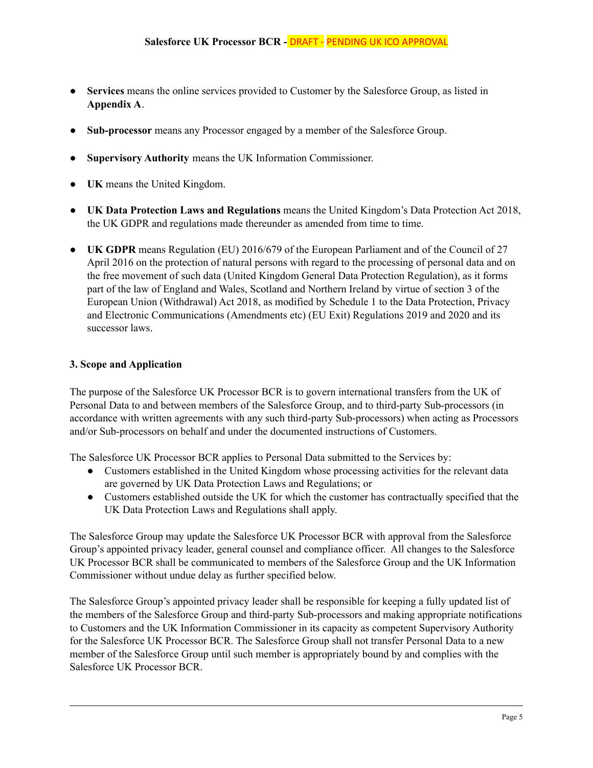- **Services** means the online services provided to Customer by the Salesforce Group, as listed in **Appendix A**.

- **Sub-processor** means any Processor engaged by a member of the Salesforce Group.

- **Supervisory Authority** means the UK Information Commissioner.

- **UK** means the United Kingdom.

- **UK Data Protection Laws and Regulations** means the United Kingdom's Data Protection Act 2018, the UK GDPR and regulations made thereunder as amended from time to time.

- **UK GDPR** means Regulation (EU) 2016/679 of the European Parliament and of the Council of 27 April 2016 on the protection of natural persons with regard to the processing of personal data and on the free movement of such data (United Kingdom General Data Protection Regulation), as it forms part of the law of England and Wales, Scotland and Northern Ireland by virtue of section 3 of the European Union (Withdrawal) Act 2018, as modified by Schedule 1 to the Data Protection, Privacy and Electronic Communications (Amendments etc) (EU Exit) Regulations 2019 and 2020 and its successor laws.

### 3. Scope and Application

The purpose of the Salesforce UK Processor BCR is to govern international transfers from the UK of Personal Data to and between members of the Salesforce Group, and to third-party Sub-processors (in accordance with written agreements with any such third-party Sub-processors) when acting as Processors and/or Sub-processors on behalf and under the documented instructions of Customers.

The Salesforce UK Processor BCR applies to Personal Data submitted to the Services by:

- Customers established in the United Kingdom whose processing activities for the relevant data are governed by UK Data Protection Laws and Regulations; or
- Customers established outside the UK for which the customer has contractually specified that the UK Data Protection Laws and Regulations shall apply.

The Salesforce Group may update the Salesforce UK Processor BCR with approval from the Salesforce Group's appointed privacy leader, general counsel and compliance officer. All changes to the Salesforce UK Processor BCR shall be communicated to members of the Salesforce Group and the UK Information Commissioner without undue delay as further specified below.

The Salesforce Group's appointed privacy leader shall be responsible for keeping a fully updated list of the members of the Salesforce Group and third-party Sub-processors and making appropriate notifications to Customers and the UK Information Commissioner in its capacity as competent Supervisory Authority for the Salesforce UK Processor BCR. The Salesforce Group shall not transfer Personal Data to a new member of the Salesforce Group until such member is appropriately bound by and complies with the Salesforce UK Processor BCR.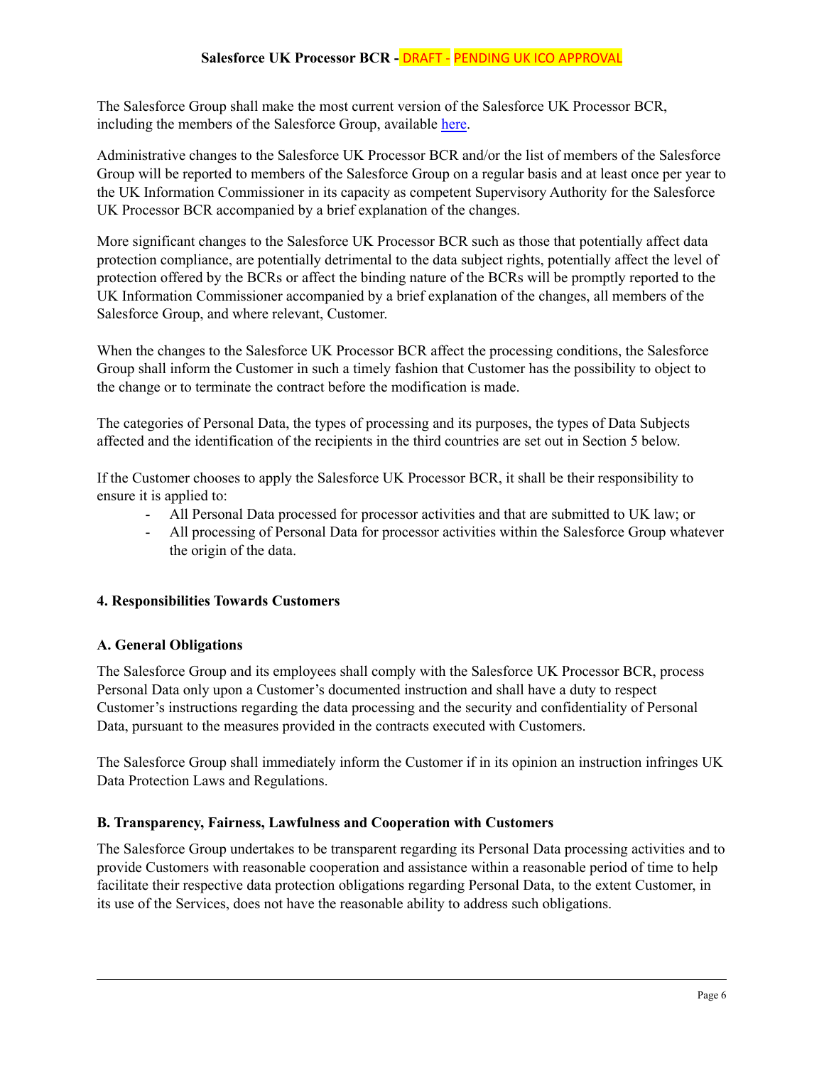The Salesforce Group shall make the most current version of the Salesforce UK Processor BCR, including the members of the Salesforce Group, available here.

Administrative changes to the Salesforce UK Processor BCR and/or the list of members of the Salesforce Group will be reported to members of the Salesforce Group on a regular basis and at least once per year to the UK Information Commissioner in its capacity as competent Supervisory Authority for the Salesforce UK Processor BCR accompanied by a brief explanation of the changes.

More significant changes to the Salesforce UK Processor BCR such as those that potentially affect data protection compliance, are potentially detrimental to the data subject rights, potentially affect the level of protection offered by the BCRs or affect the binding nature of the BCRs will be promptly reported to the UK Information Commissioner accompanied by a brief explanation of the changes, all members of the Salesforce Group, and where relevant, Customer.

When the changes to the Salesforce UK Processor BCR affect the processing conditions, the Salesforce Group shall inform the Customer in such a timely fashion that Customer has the possibility to object to the change or to terminate the contract before the modification is made.

The categories of Personal Data, the types of processing and its purposes, the types of Data Subjects affected and the identification of the recipients in the third countries are set out in Section 5 below.

If the Customer chooses to apply the Salesforce UK Processor BCR, it shall be their responsibility to ensure it is applied to:

- All Personal Data processed for processor activities and that are submitted to UK law; or
- All processing of Personal Data for processor activities within the Salesforce Group whatever the origin of the data.

## 4. Responsibilities Towards Customers

### A. General Obligations

The Salesforce Group and its employees shall comply with the Salesforce UK Processor BCR, process Personal Data only upon a Customer's documented instruction and shall have a duty to respect Customer's instructions regarding the data processing and the security and confidentiality of Personal Data, pursuant to the measures provided in the contracts executed with Customers.

The Salesforce Group shall immediately inform the Customer if in its opinion an instruction infringes UK Data Protection Laws and Regulations.

### B. Transparency, Fairness, Lawfulness and Cooperation with Customers

The Salesforce Group undertakes to be transparent regarding its Personal Data processing activities and to provide Customers with reasonable cooperation and assistance within a reasonable period of time to help facilitate their respective data protection obligations regarding Personal Data, to the extent Customer, in its use of the Services, does not have the reasonable ability to address such obligations.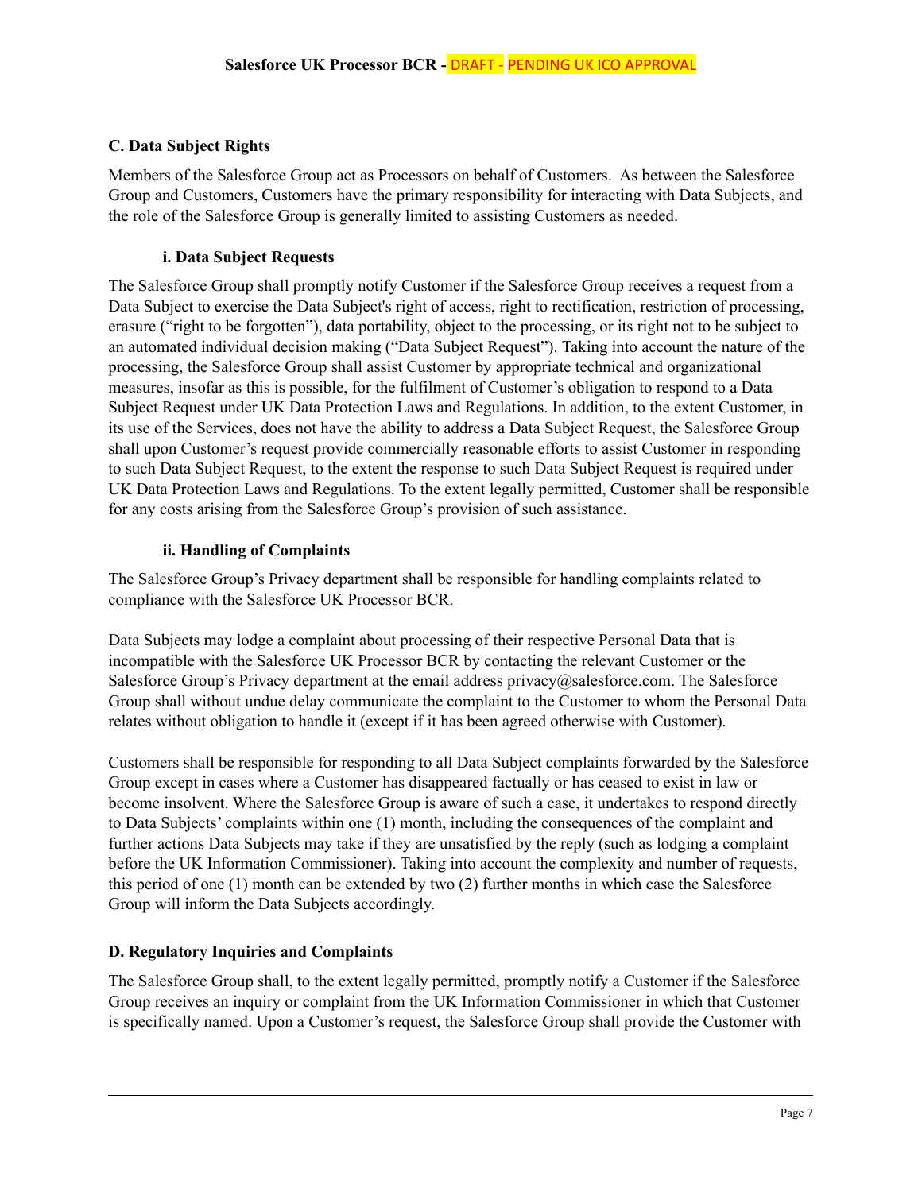## C. Data Subject Rights

Members of the Salesforce Group act as Processors on behalf of Customers. As between the Salesforce Group and Customers, Customers have the primary responsibility for interacting with Data Subjects, and the role of the Salesforce Group is generally limited to assisting Customers as needed.

### i. Data Subject Requests

The Salesforce Group shall promptly notify Customer if the Salesforce Group receives a request from a Data Subject to exercise the Data Subject's right of access, right to rectification, restriction of processing, erasure ("right to be forgotten"), data portability, object to the processing, or its right not to be subject to an automated individual decision making ("Data Subject Request"). Taking into account the nature of the processing, the Salesforce Group shall assist Customer by appropriate technical and organizational measures, insofar as this is possible, for the fulfilment of Customer's obligation to respond to a Data Subject Request under UK Data Protection Laws and Regulations. In addition, to the extent Customer, in its use of the Services, does not have the ability to address a Data Subject Request, the Salesforce Group shall upon Customer's request provide commercially reasonable efforts to assist Customer in responding to such Data Subject Request, to the extent the response to such Data Subject Request is required under UK Data Protection Laws and Regulations. To the extent legally permitted, Customer shall be responsible for any costs arising from the Salesforce Group's provision of such assistance.

### ii. Handling of Complaints

The Salesforce Group's Privacy department shall be responsible for handling complaints related to compliance with the Salesforce UK Processor BCR.

Data Subjects may lodge a complaint about processing of their respective Personal Data that is incompatible with the Salesforce UK Processor BCR by contacting the relevant Customer or the Salesforce Group's Privacy department at the email address privacy@salesforce.com. The Salesforce Group shall without undue delay communicate the complaint to the Customer to whom the Personal Data relates without obligation to handle it (except if it has been agreed otherwise with Customer).

Customers shall be responsible for responding to all Data Subject complaints forwarded by the Salesforce Group except in cases where a Customer has disappeared factually or has ceased to exist in law or become insolvent. Where the Salesforce Group is aware of such a case, it undertakes to respond directly to Data Subjects' complaints within one (1) month, including the consequences of the complaint and further actions Data Subjects may take if they are unsatisfied by the reply (such as lodging a complaint before the UK Information Commissioner). Taking into account the complexity and number of requests, this period of one (1) month can be extended by two (2) further months in which case the Salesforce Group will inform the Data Subjects accordingly.

## D. Regulatory Inquiries and Complaints

The Salesforce Group shall, to the extent legally permitted, promptly notify a Customer if the Salesforce Group receives an inquiry or complaint from the UK Information Commissioner in which that Customer is specifically named. Upon a Customer's request, the Salesforce Group shall provide the Customer with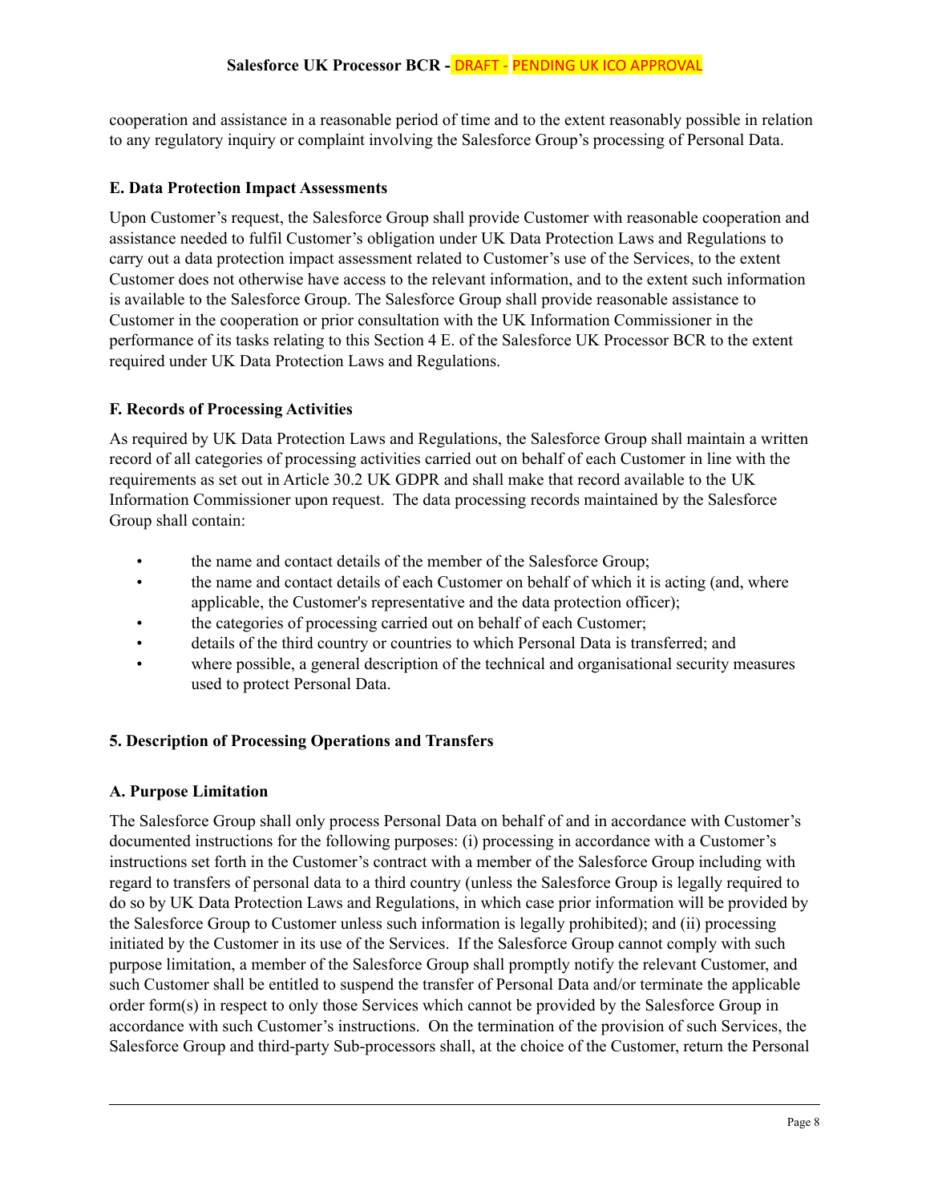cooperation and assistance in a reasonable period of time and to the extent reasonably possible in relation to any regulatory inquiry or complaint involving the Salesforce Group's processing of Personal Data.

**E. Data Protection Impact Assessments**

Upon Customer's request, the Salesforce Group shall provide Customer with reasonable cooperation and assistance needed to fulfil Customer's obligation under UK Data Protection Laws and Regulations to carry out a data protection impact assessment related to Customer's use of the Services, to the extent Customer does not otherwise have access to the relevant information, and to the extent such information is available to the Salesforce Group. The Salesforce Group shall provide reasonable assistance to Customer in the cooperation or prior consultation with the UK Information Commissioner in the performance of its tasks relating to this Section 4 E. of the Salesforce UK Processor BCR to the extent required under UK Data Protection Laws and Regulations.

**F. Records of Processing Activities**

As required by UK Data Protection Laws and Regulations, the Salesforce Group shall maintain a written record of all categories of processing activities carried out on behalf of each Customer in line with the requirements as set out in Article 30.2 UK GDPR and shall make that record available to the UK Information Commissioner upon request. The data processing records maintained by the Salesforce Group shall contain:

- the name and contact details of the member of the Salesforce Group;
- the name and contact details of each Customer on behalf of which it is acting (and, where applicable, the Customer's representative and the data protection officer);
- the categories of processing carried out on behalf of each Customer;
- details of the third country or countries to which Personal Data is transferred; and
- where possible, a general description of the technical and organisational security measures used to protect Personal Data.

## 5. Description of Processing Operations and Transfers

**A. Purpose Limitation**

The Salesforce Group shall only process Personal Data on behalf of and in accordance with Customer's documented instructions for the following purposes: (i) processing in accordance with a Customer's instructions set forth in the Customer's contract with a member of the Salesforce Group including with regard to transfers of personal data to a third country (unless the Salesforce Group is legally required to do so by UK Data Protection Laws and Regulations, in which case prior information will be provided by the Salesforce Group to Customer unless such information is legally prohibited); and (ii) processing initiated by the Customer in its use of the Services. If the Salesforce Group cannot comply with such purpose limitation, a member of the Salesforce Group shall promptly notify the relevant Customer, and such Customer shall be entitled to suspend the transfer of Personal Data and/or terminate the applicable order form(s) in respect to only those Services which cannot be provided by the Salesforce Group in accordance with such Customer's instructions. On the termination of the provision of such Services, the Salesforce Group and third-party Sub-processors shall, at the choice of the Customer, return the Personal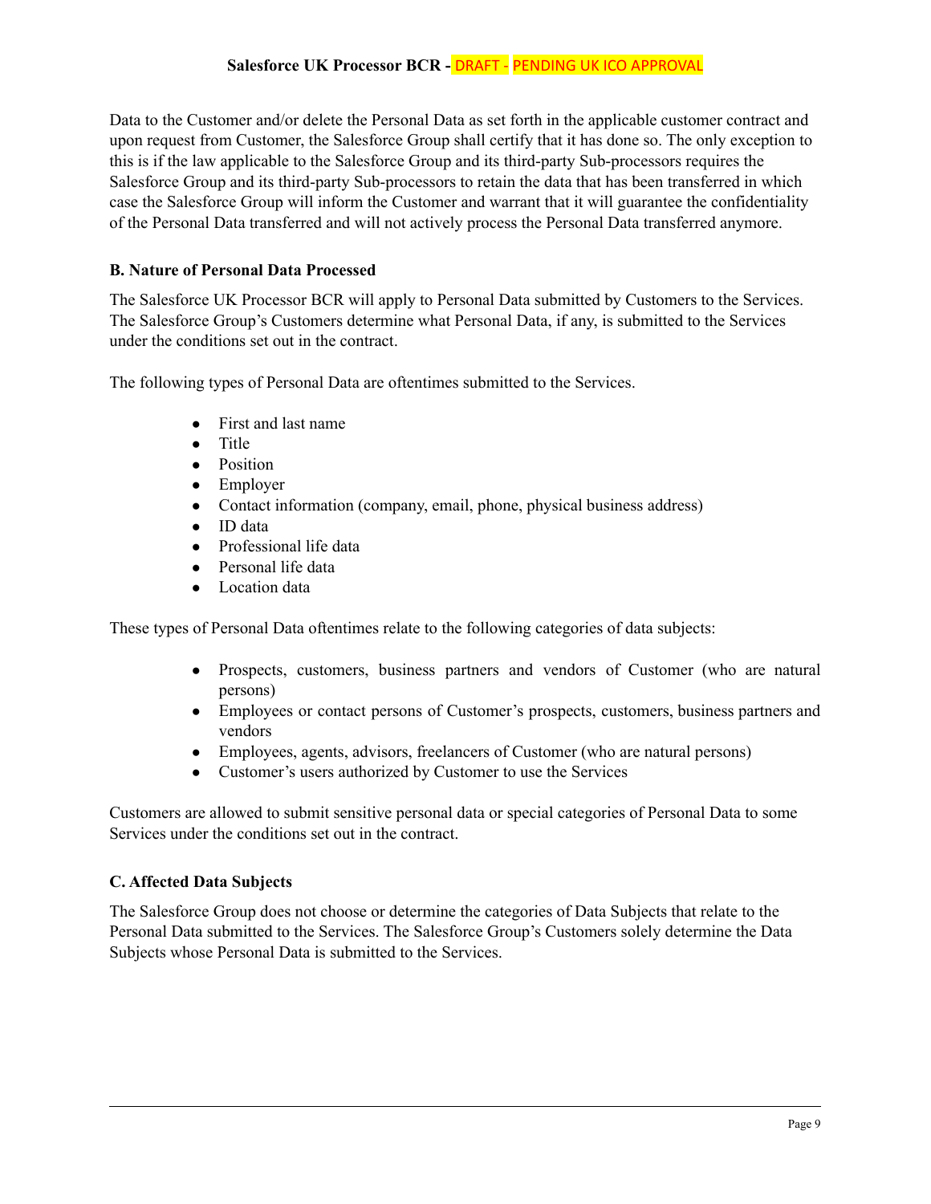Data to the Customer and/or delete the Personal Data as set forth in the applicable customer contract and upon request from Customer, the Salesforce Group shall certify that it has done so. The only exception to this is if the law applicable to the Salesforce Group and its third-party Sub-processors requires the Salesforce Group and its third-party Sub-processors to retain the data that has been transferred in which case the Salesforce Group will inform the Customer and warrant that it will guarantee the confidentiality of the Personal Data transferred and will not actively process the Personal Data transferred anymore.

**B. Nature of Personal Data Processed**

The Salesforce UK Processor BCR will apply to Personal Data submitted by Customers to the Services. The Salesforce Group's Customers determine what Personal Data, if any, is submitted to the Services under the conditions set out in the contract.

The following types of Personal Data are oftentimes submitted to the Services.

- First and last name
- Title
- Position
- Employer
- Contact information (company, email, phone, physical business address)
- ID data
- Professional life data
- Personal life data
- Location data

These types of Personal Data oftentimes relate to the following categories of data subjects:

- Prospects, customers, business partners and vendors of Customer (who are natural persons)
- Employees or contact persons of Customer's prospects, customers, business partners and vendors
- Employees, agents, advisors, freelancers of Customer (who are natural persons)
- Customer's users authorized by Customer to use the Services

Customers are allowed to submit sensitive personal data or special categories of Personal Data to some Services under the conditions set out in the contract.

**C. Affected Data Subjects**

The Salesforce Group does not choose or determine the categories of Data Subjects that relate to the Personal Data submitted to the Services. The Salesforce Group's Customers solely determine the Data Subjects whose Personal Data is submitted to the Services.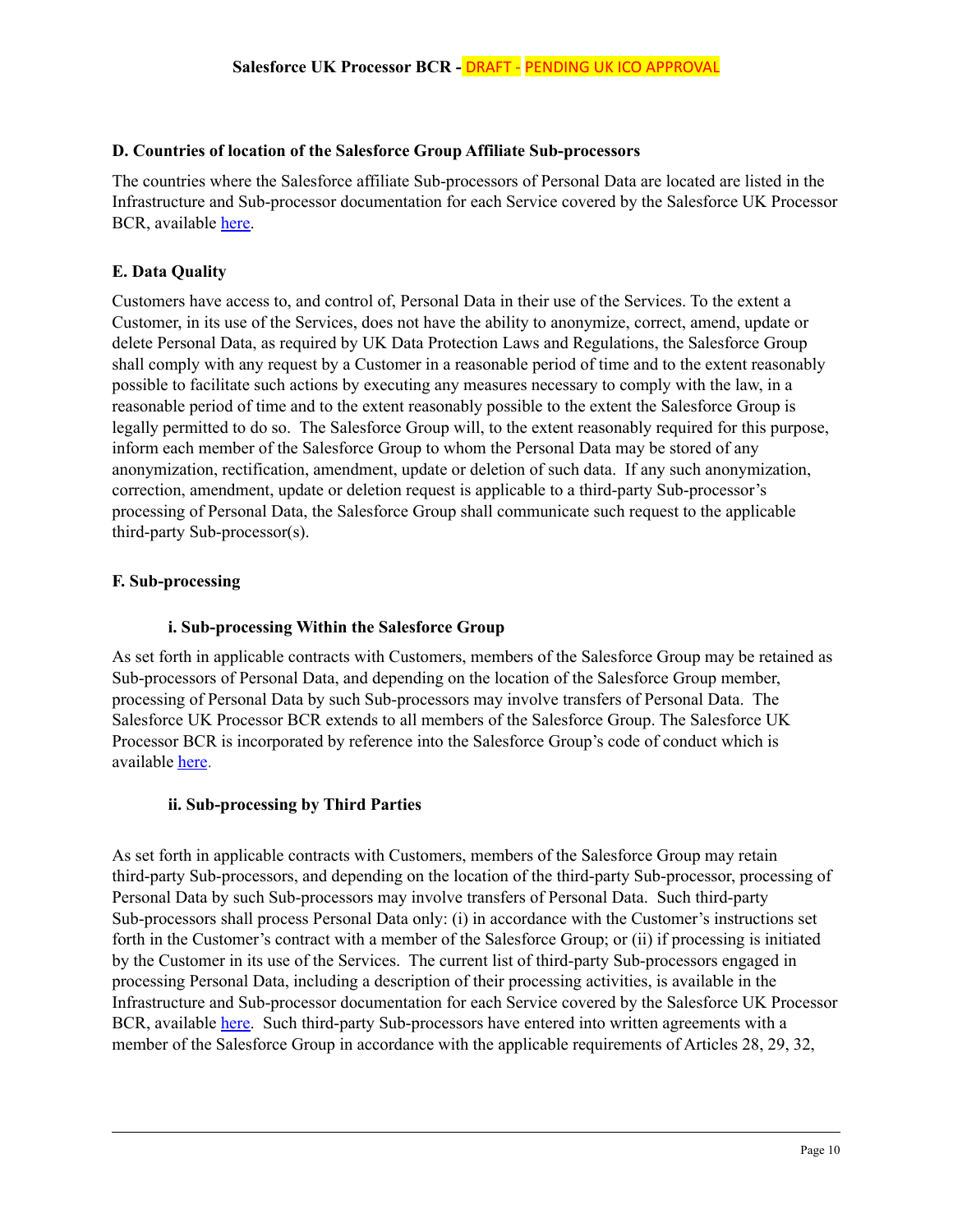### D. Countries of location of the Salesforce Group Affiliate Sub-processors

The countries where the Salesforce affiliate Sub-processors of Personal Data are located are listed in the Infrastructure and Sub-processor documentation for each Service covered by the Salesforce UK Processor BCR, available here.

### E. Data Quality

Customers have access to, and control of, Personal Data in their use of the Services. To the extent a Customer, in its use of the Services, does not have the ability to anonymize, correct, amend, update or delete Personal Data, as required by UK Data Protection Laws and Regulations, the Salesforce Group shall comply with any request by a Customer in a reasonable period of time and to the extent reasonably possible to facilitate such actions by executing any measures necessary to comply with the law, in a reasonable period of time and to the extent reasonably possible to the extent the Salesforce Group is legally permitted to do so. The Salesforce Group will, to the extent reasonably required for this purpose, inform each member of the Salesforce Group to whom the Personal Data may be stored of any anonymization, rectification, amendment, update or deletion of such data. If any such anonymization, correction, amendment, update or deletion request is applicable to a third-party Sub-processor's processing of Personal Data, the Salesforce Group shall communicate such request to the applicable third-party Sub-processor(s).

### F. Sub-processing

#### i. Sub-processing Within the Salesforce Group

As set forth in applicable contracts with Customers, members of the Salesforce Group may be retained as Sub-processors of Personal Data, and depending on the location of the Salesforce Group member, processing of Personal Data by such Sub-processors may involve transfers of Personal Data. The Salesforce UK Processor BCR extends to all members of the Salesforce Group. The Salesforce UK Processor BCR is incorporated by reference into the Salesforce Group's code of conduct which is available here.

#### ii. Sub-processing by Third Parties

As set forth in applicable contracts with Customers, members of the Salesforce Group may retain third-party Sub-processors, and depending on the location of the third-party Sub-processor, processing of Personal Data by such Sub-processors may involve transfers of Personal Data. Such third-party Sub-processors shall process Personal Data only: (i) in accordance with the Customer's instructions set forth in the Customer's contract with a member of the Salesforce Group; or (ii) if processing is initiated by the Customer in its use of the Services. The current list of third-party Sub-processors engaged in processing Personal Data, including a description of their processing activities, is available in the Infrastructure and Sub-processor documentation for each Service covered by the Salesforce UK Processor BCR, available here. Such third-party Sub-processors have entered into written agreements with a member of the Salesforce Group in accordance with the applicable requirements of Articles 28, 29, 32,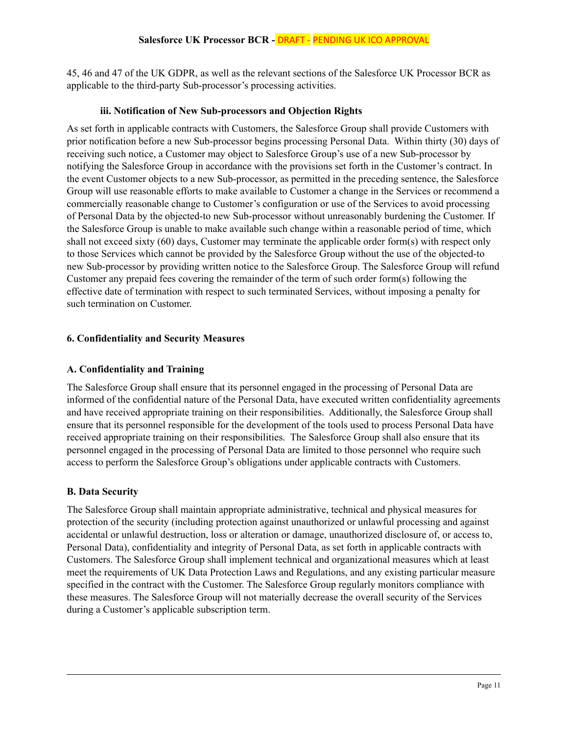45, 46 and 47 of the UK GDPR, as well as the relevant sections of the Salesforce UK Processor BCR as applicable to the third-party Sub-processor's processing activities.

#### iii. Notification of New Sub-processors and Objection Rights

As set forth in applicable contracts with Customers, the Salesforce Group shall provide Customers with prior notification before a new Sub-processor begins processing Personal Data. Within thirty (30) days of receiving such notice, a Customer may object to Salesforce Group's use of a new Sub-processor by notifying the Salesforce Group in accordance with the provisions set forth in the Customer's contract. In the event Customer objects to a new Sub-processor, as permitted in the preceding sentence, the Salesforce Group will use reasonable efforts to make available to Customer a change in the Services or recommend a commercially reasonable change to Customer's configuration or use of the Services to avoid processing of Personal Data by the objected-to new Sub-processor without unreasonably burdening the Customer. If the Salesforce Group is unable to make available such change within a reasonable period of time, which shall not exceed sixty (60) days, Customer may terminate the applicable order form(s) with respect only to those Services which cannot be provided by the Salesforce Group without the use of the objected-to new Sub-processor by providing written notice to the Salesforce Group. The Salesforce Group will refund Customer any prepaid fees covering the remainder of the term of such order form(s) following the effective date of termination with respect to such terminated Services, without imposing a penalty for such termination on Customer.

## 6. Confidentiality and Security Measures

### A. Confidentiality and Training

The Salesforce Group shall ensure that its personnel engaged in the processing of Personal Data are informed of the confidential nature of the Personal Data, have executed written confidentiality agreements and have received appropriate training on their responsibilities. Additionally, the Salesforce Group shall ensure that its personnel responsible for the development of the tools used to process Personal Data have received appropriate training on their responsibilities. The Salesforce Group shall also ensure that its personnel engaged in the processing of Personal Data are limited to those personnel who require such access to perform the Salesforce Group's obligations under applicable contracts with Customers.

### B. Data Security

The Salesforce Group shall maintain appropriate administrative, technical and physical measures for protection of the security (including protection against unauthorized or unlawful processing and against accidental or unlawful destruction, loss or alteration or damage, unauthorized disclosure of, or access to, Personal Data), confidentiality and integrity of Personal Data, as set forth in applicable contracts with Customers. The Salesforce Group shall implement technical and organizational measures which at least meet the requirements of UK Data Protection Laws and Regulations, and any existing particular measure specified in the contract with the Customer. The Salesforce Group regularly monitors compliance with these measures. The Salesforce Group will not materially decrease the overall security of the Services during a Customer's applicable subscription term.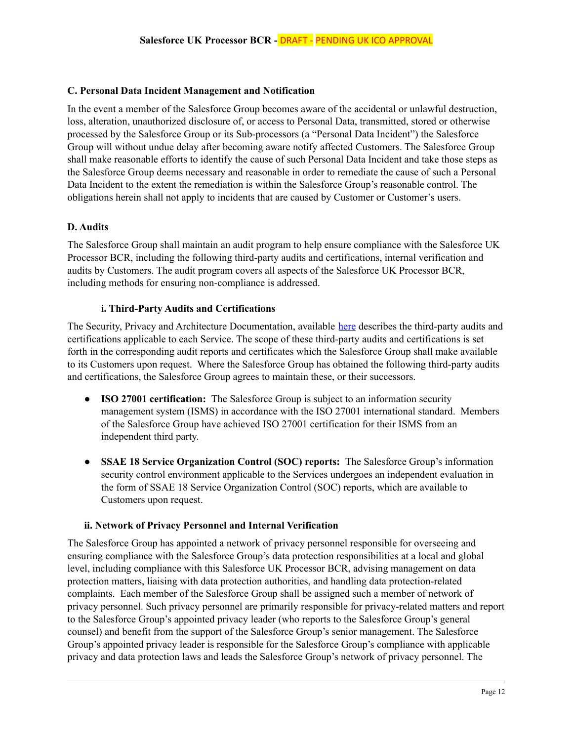## C. Personal Data Incident Management and Notification

In the event a member of the Salesforce Group becomes aware of the accidental or unlawful destruction, loss, alteration, unauthorized disclosure of, or access to Personal Data, transmitted, stored or otherwise processed by the Salesforce Group or its Sub-processors (a "Personal Data Incident") the Salesforce Group will without undue delay after becoming aware notify affected Customers. The Salesforce Group shall make reasonable efforts to identify the cause of such Personal Data Incident and take those steps as the Salesforce Group deems necessary and reasonable in order to remediate the cause of such a Personal Data Incident to the extent the remediation is within the Salesforce Group's reasonable control. The obligations herein shall not apply to incidents that are caused by Customer or Customer's users.

## D. Audits

The Salesforce Group shall maintain an audit program to help ensure compliance with the Salesforce UK Processor BCR, including the following third-party audits and certifications, internal verification and audits by Customers. The audit program covers all aspects of the Salesforce UK Processor BCR, including methods for ensuring non-compliance is addressed.

### i. Third-Party Audits and Certifications

The Security, Privacy and Architecture Documentation, available here describes the third-party audits and certifications applicable to each Service. The scope of these third-party audits and certifications is set forth in the corresponding audit reports and certificates which the Salesforce Group shall make available to its Customers upon request. Where the Salesforce Group has obtained the following third-party audits and certifications, the Salesforce Group agrees to maintain these, or their successors.

- **ISO 27001 certification:** The Salesforce Group is subject to an information security management system (ISMS) in accordance with the ISO 27001 international standard. Members of the Salesforce Group have achieved ISO 27001 certification for their ISMS from an independent third party.
- **SSAE 18 Service Organization Control (SOC) reports:** The Salesforce Group's information security control environment applicable to the Services undergoes an independent evaluation in the form of SSAE 18 Service Organization Control (SOC) reports, which are available to Customers upon request.

### ii. Network of Privacy Personnel and Internal Verification

The Salesforce Group has appointed a network of privacy personnel responsible for overseeing and ensuring compliance with the Salesforce Group's data protection responsibilities at a local and global level, including compliance with this Salesforce UK Processor BCR, advising management on data protection matters, liaising with data protection authorities, and handling data protection-related complaints. Each member of the Salesforce Group shall be assigned such a member of network of privacy personnel. Such privacy personnel are primarily responsible for privacy-related matters and report to the Salesforce Group's appointed privacy leader (who reports to the Salesforce Group's general counsel) and benefit from the support of the Salesforce Group's senior management. The Salesforce Group's appointed privacy leader is responsible for the Salesforce Group's compliance with applicable privacy and data protection laws and leads the Salesforce Group's network of privacy personnel. The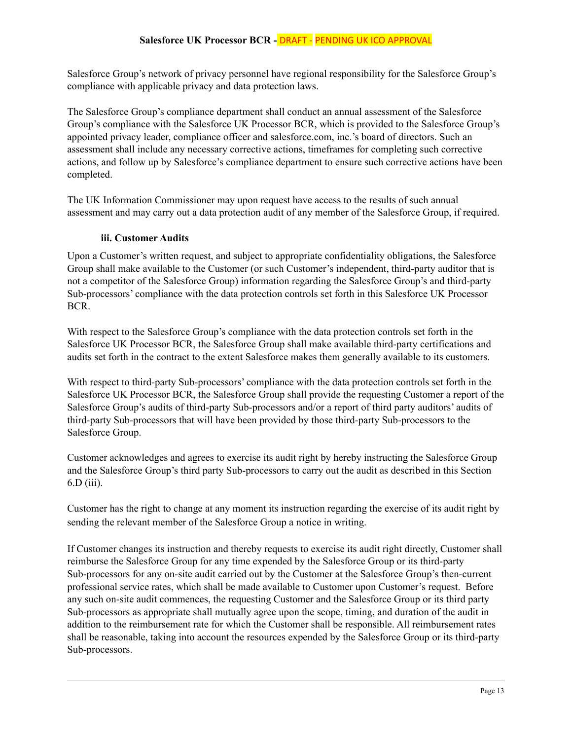Salesforce Group's network of privacy personnel have regional responsibility for the Salesforce Group's compliance with applicable privacy and data protection laws.

The Salesforce Group's compliance department shall conduct an annual assessment of the Salesforce Group's compliance with the Salesforce UK Processor BCR, which is provided to the Salesforce Group's appointed privacy leader, compliance officer and salesforce.com, inc.'s board of directors. Such an assessment shall include any necessary corrective actions, timeframes for completing such corrective actions, and follow up by Salesforce's compliance department to ensure such corrective actions have been completed.

The UK Information Commissioner may upon request have access to the results of such annual assessment and may carry out a data protection audit of any member of the Salesforce Group, if required.

#### iii. Customer Audits

Upon a Customer's written request, and subject to appropriate confidentiality obligations, the Salesforce Group shall make available to the Customer (or such Customer's independent, third-party auditor that is not a competitor of the Salesforce Group) information regarding the Salesforce Group's and third-party Sub-processors' compliance with the data protection controls set forth in this Salesforce UK Processor BCR.

With respect to the Salesforce Group's compliance with the data protection controls set forth in the Salesforce UK Processor BCR, the Salesforce Group shall make available third-party certifications and audits set forth in the contract to the extent Salesforce makes them generally available to its customers.

With respect to third-party Sub-processors' compliance with the data protection controls set forth in the Salesforce UK Processor BCR, the Salesforce Group shall provide the requesting Customer a report of the Salesforce Group's audits of third-party Sub-processors and/or a report of third party auditors' audits of third-party Sub-processors that will have been provided by those third-party Sub-processors to the Salesforce Group.

Customer acknowledges and agrees to exercise its audit right by hereby instructing the Salesforce Group and the Salesforce Group's third party Sub-processors to carry out the audit as described in this Section 6.D (iii).

Customer has the right to change at any moment its instruction regarding the exercise of its audit right by sending the relevant member of the Salesforce Group a notice in writing.

If Customer changes its instruction and thereby requests to exercise its audit right directly, Customer shall reimburse the Salesforce Group for any time expended by the Salesforce Group or its third-party Sub-processors for any on-site audit carried out by the Customer at the Salesforce Group's then-current professional service rates, which shall be made available to Customer upon Customer's request. Before any such on-site audit commences, the requesting Customer and the Salesforce Group or its third party Sub-processors as appropriate shall mutually agree upon the scope, timing, and duration of the audit in addition to the reimbursement rate for which the Customer shall be responsible. All reimbursement rates shall be reasonable, taking into account the resources expended by the Salesforce Group or its third-party Sub-processors.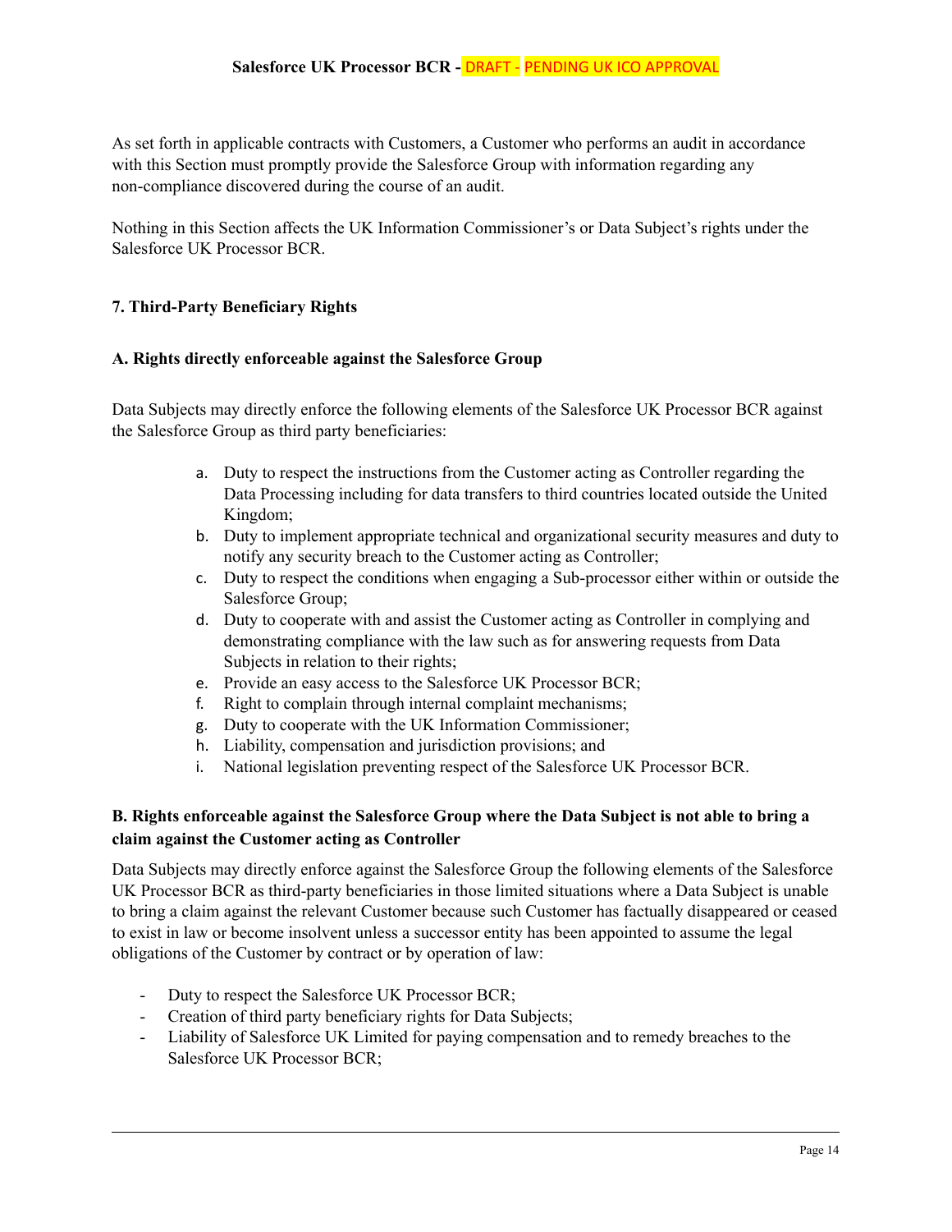As set forth in applicable contracts with Customers, a Customer who performs an audit in accordance with this Section must promptly provide the Salesforce Group with information regarding any non-compliance discovered during the course of an audit.

Nothing in this Section affects the UK Information Commissioner's or Data Subject's rights under the Salesforce UK Processor BCR.

## 7. Third-Party Beneficiary Rights

### A. Rights directly enforceable against the Salesforce Group

Data Subjects may directly enforce the following elements of the Salesforce UK Processor BCR against the Salesforce Group as third party beneficiaries:

a. Duty to respect the instructions from the Customer acting as Controller regarding the Data Processing including for data transfers to third countries located outside the United Kingdom;
b. Duty to implement appropriate technical and organizational security measures and duty to notify any security breach to the Customer acting as Controller;
c. Duty to respect the conditions when engaging a Sub-processor either within or outside the Salesforce Group;
d. Duty to cooperate with and assist the Customer acting as Controller in complying and demonstrating compliance with the law such as for answering requests from Data Subjects in relation to their rights;
e. Provide an easy access to the Salesforce UK Processor BCR;
f. Right to complain through internal complaint mechanisms;
g. Duty to cooperate with the UK Information Commissioner;
h. Liability, compensation and jurisdiction provisions; and
i. National legislation preventing respect of the Salesforce UK Processor BCR.

### B. Rights enforceable against the Salesforce Group where the Data Subject is not able to bring a claim against the Customer acting as Controller

Data Subjects may directly enforce against the Salesforce Group the following elements of the Salesforce UK Processor BCR as third-party beneficiaries in those limited situations where a Data Subject is unable to bring a claim against the relevant Customer because such Customer has factually disappeared or ceased to exist in law or become insolvent unless a successor entity has been appointed to assume the legal obligations of the Customer by contract or by operation of law:

- Duty to respect the Salesforce UK Processor BCR;
- Creation of third party beneficiary rights for Data Subjects;
- Liability of Salesforce UK Limited for paying compensation and to remedy breaches to the Salesforce UK Processor BCR;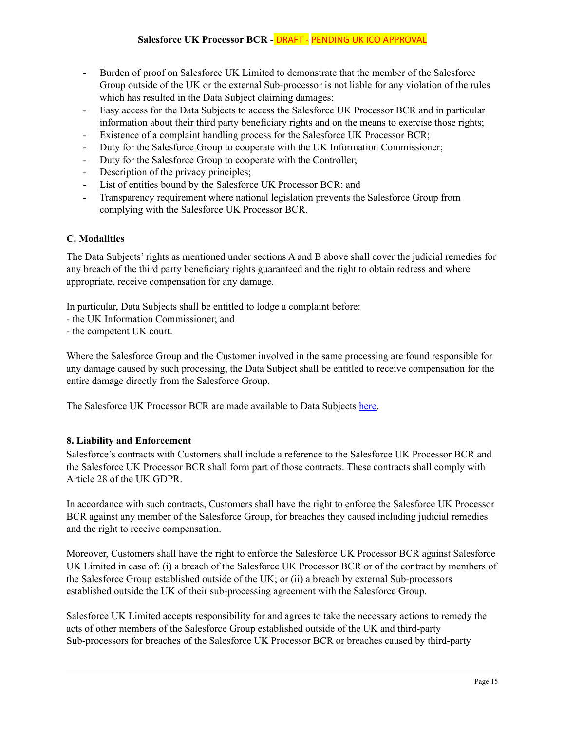- Burden of proof on Salesforce UK Limited to demonstrate that the member of the Salesforce Group outside of the UK or the external Sub-processor is not liable for any violation of the rules which has resulted in the Data Subject claiming damages;
- Easy access for the Data Subjects to access the Salesforce UK Processor BCR and in particular information about their third party beneficiary rights and on the means to exercise those rights;
- Existence of a complaint handling process for the Salesforce UK Processor BCR;
- Duty for the Salesforce Group to cooperate with the UK Information Commissioner;
- Duty for the Salesforce Group to cooperate with the Controller;
- Description of the privacy principles;
- List of entities bound by the Salesforce UK Processor BCR; and
- Transparency requirement where national legislation prevents the Salesforce Group from complying with the Salesforce UK Processor BCR.

### C. Modalities

The Data Subjects' rights as mentioned under sections A and B above shall cover the judicial remedies for any breach of the third party beneficiary rights guaranteed and the right to obtain redress and where appropriate, receive compensation for any damage.

In particular, Data Subjects shall be entitled to lodge a complaint before:
- the UK Information Commissioner; and
- the competent UK court.

Where the Salesforce Group and the Customer involved in the same processing are found responsible for any damage caused by such processing, the Data Subject shall be entitled to receive compensation for the entire damage directly from the Salesforce Group.

The Salesforce UK Processor BCR are made available to Data Subjects here.

## 8. Liability and Enforcement

Salesforce's contracts with Customers shall include a reference to the Salesforce UK Processor BCR and the Salesforce UK Processor BCR shall form part of those contracts. These contracts shall comply with Article 28 of the UK GDPR.

In accordance with such contracts, Customers shall have the right to enforce the Salesforce UK Processor BCR against any member of the Salesforce Group, for breaches they caused including judicial remedies and the right to receive compensation.

Moreover, Customers shall have the right to enforce the Salesforce UK Processor BCR against Salesforce UK Limited in case of: (i) a breach of the Salesforce UK Processor BCR or of the contract by members of the Salesforce Group established outside of the UK; or (ii) a breach by external Sub-processors established outside the UK of their sub-processing agreement with the Salesforce Group.

Salesforce UK Limited accepts responsibility for and agrees to take the necessary actions to remedy the acts of other members of the Salesforce Group established outside of the UK and third-party Sub-processors for breaches of the Salesforce UK Processor BCR or breaches caused by third-party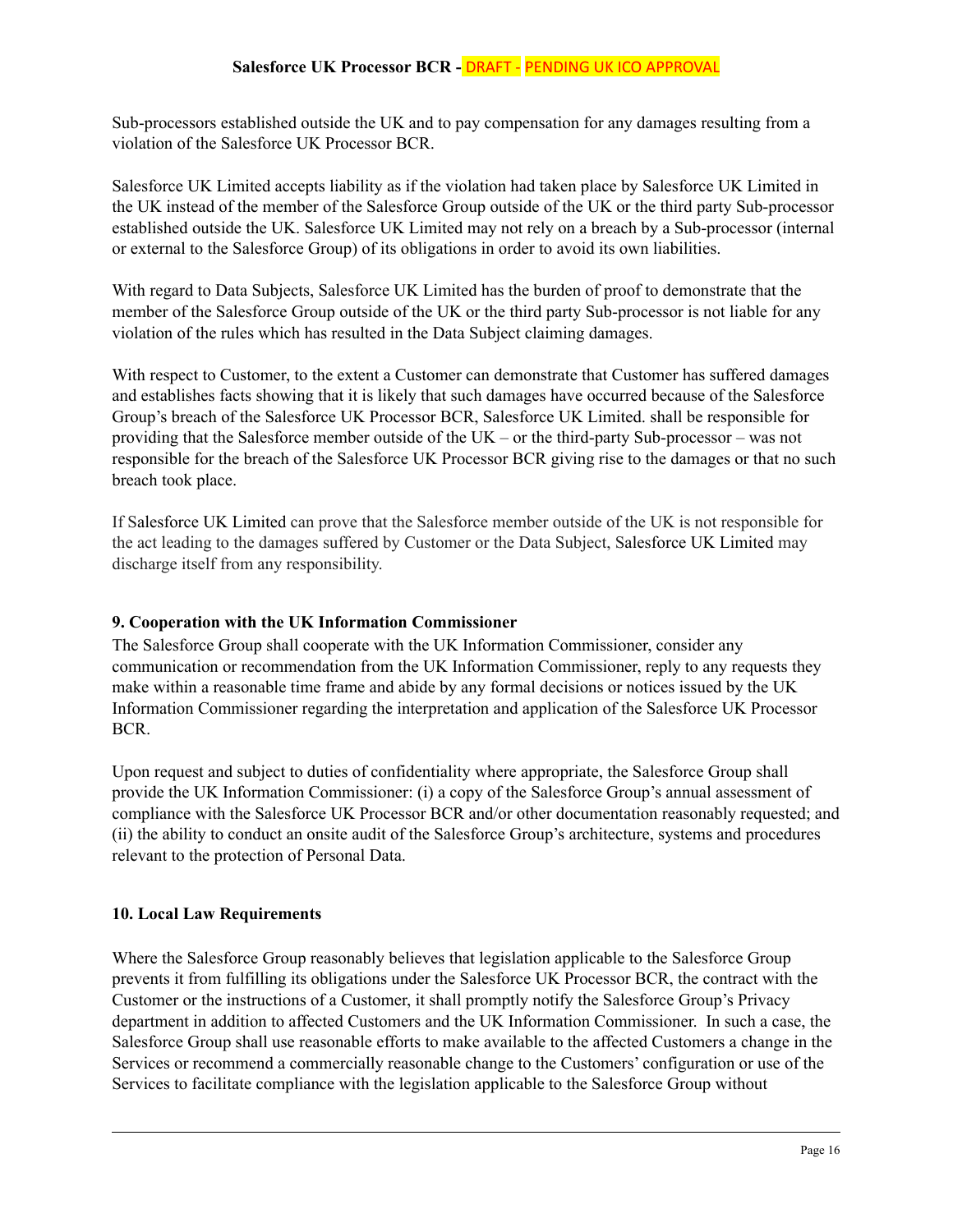Sub-processors established outside the UK and to pay compensation for any damages resulting from a violation of the Salesforce UK Processor BCR.

Salesforce UK Limited accepts liability as if the violation had taken place by Salesforce UK Limited in the UK instead of the member of the Salesforce Group outside of the UK or the third party Sub-processor established outside the UK. Salesforce UK Limited may not rely on a breach by a Sub-processor (internal or external to the Salesforce Group) of its obligations in order to avoid its own liabilities.

With regard to Data Subjects, Salesforce UK Limited has the burden of proof to demonstrate that the member of the Salesforce Group outside of the UK or the third party Sub-processor is not liable for any violation of the rules which has resulted in the Data Subject claiming damages.

With respect to Customer, to the extent a Customer can demonstrate that Customer has suffered damages and establishes facts showing that it is likely that such damages have occurred because of the Salesforce Group's breach of the Salesforce UK Processor BCR, Salesforce UK Limited. shall be responsible for providing that the Salesforce member outside of the UK – or the third-party Sub-processor – was not responsible for the breach of the Salesforce UK Processor BCR giving rise to the damages or that no such breach took place.

If Salesforce UK Limited can prove that the Salesforce member outside of the UK is not responsible for the act leading to the damages suffered by Customer or the Data Subject, Salesforce UK Limited may discharge itself from any responsibility.

**9. Cooperation with the UK Information Commissioner**

The Salesforce Group shall cooperate with the UK Information Commissioner, consider any communication or recommendation from the UK Information Commissioner, reply to any requests they make within a reasonable time frame and abide by any formal decisions or notices issued by the UK Information Commissioner regarding the interpretation and application of the Salesforce UK Processor BCR.

Upon request and subject to duties of confidentiality where appropriate, the Salesforce Group shall provide the UK Information Commissioner: (i) a copy of the Salesforce Group's annual assessment of compliance with the Salesforce UK Processor BCR and/or other documentation reasonably requested; and (ii) the ability to conduct an onsite audit of the Salesforce Group's architecture, systems and procedures relevant to the protection of Personal Data.

**10. Local Law Requirements**

Where the Salesforce Group reasonably believes that legislation applicable to the Salesforce Group prevents it from fulfilling its obligations under the Salesforce UK Processor BCR, the contract with the Customer or the instructions of a Customer, it shall promptly notify the Salesforce Group's Privacy department in addition to affected Customers and the UK Information Commissioner. In such a case, the Salesforce Group shall use reasonable efforts to make available to the affected Customers a change in the Services or recommend a commercially reasonable change to the Customers' configuration or use of the Services to facilitate compliance with the legislation applicable to the Salesforce Group without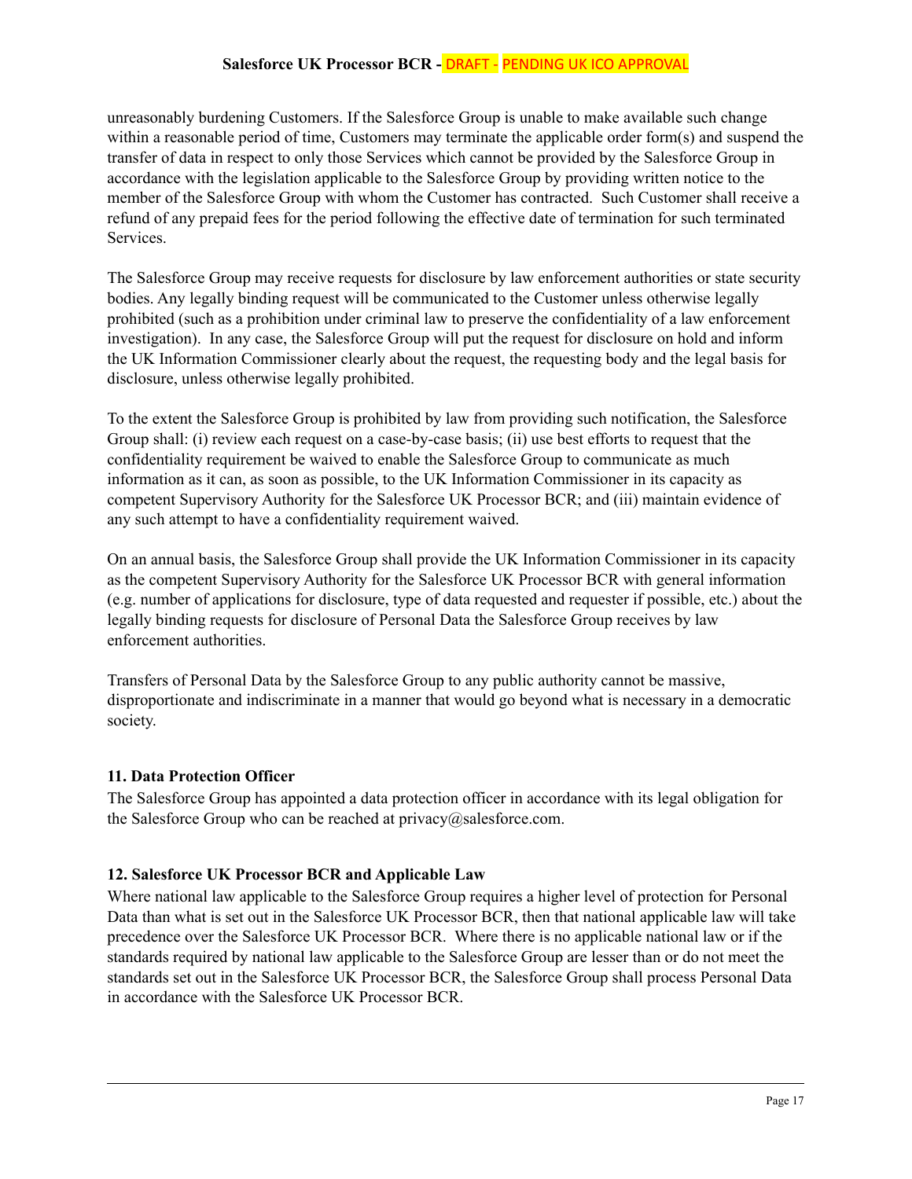unreasonably burdening Customers. If the Salesforce Group is unable to make available such change within a reasonable period of time, Customers may terminate the applicable order form(s) and suspend the transfer of data in respect to only those Services which cannot be provided by the Salesforce Group in accordance with the legislation applicable to the Salesforce Group by providing written notice to the member of the Salesforce Group with whom the Customer has contracted. Such Customer shall receive a refund of any prepaid fees for the period following the effective date of termination for such terminated Services.

The Salesforce Group may receive requests for disclosure by law enforcement authorities or state security bodies. Any legally binding request will be communicated to the Customer unless otherwise legally prohibited (such as a prohibition under criminal law to preserve the confidentiality of a law enforcement investigation). In any case, the Salesforce Group will put the request for disclosure on hold and inform the UK Information Commissioner clearly about the request, the requesting body and the legal basis for disclosure, unless otherwise legally prohibited.

To the extent the Salesforce Group is prohibited by law from providing such notification, the Salesforce Group shall: (i) review each request on a case-by-case basis; (ii) use best efforts to request that the confidentiality requirement be waived to enable the Salesforce Group to communicate as much information as it can, as soon as possible, to the UK Information Commissioner in its capacity as competent Supervisory Authority for the Salesforce UK Processor BCR; and (iii) maintain evidence of any such attempt to have a confidentiality requirement waived.

On an annual basis, the Salesforce Group shall provide the UK Information Commissioner in its capacity as the competent Supervisory Authority for the Salesforce UK Processor BCR with general information (e.g. number of applications for disclosure, type of data requested and requester if possible, etc.) about the legally binding requests for disclosure of Personal Data the Salesforce Group receives by law enforcement authorities.

Transfers of Personal Data by the Salesforce Group to any public authority cannot be massive, disproportionate and indiscriminate in a manner that would go beyond what is necessary in a democratic society.

## 11. Data Protection Officer

The Salesforce Group has appointed a data protection officer in accordance with its legal obligation for the Salesforce Group who can be reached at privacy@salesforce.com.

## 12. Salesforce UK Processor BCR and Applicable Law

Where national law applicable to the Salesforce Group requires a higher level of protection for Personal Data than what is set out in the Salesforce UK Processor BCR, then that national applicable law will take precedence over the Salesforce UK Processor BCR. Where there is no applicable national law or if the standards required by national law applicable to the Salesforce Group are lesser than or do not meet the standards set out in the Salesforce UK Processor BCR, the Salesforce Group shall process Personal Data in accordance with the Salesforce UK Processor BCR.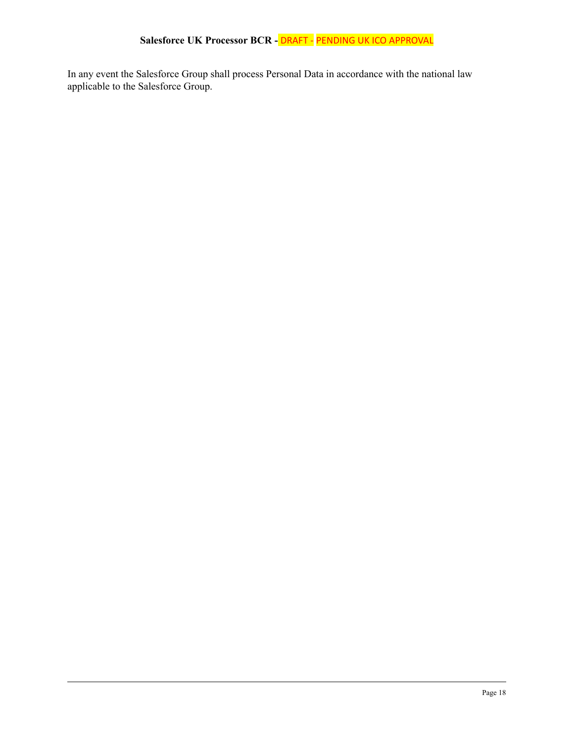In any event the Salesforce Group shall process Personal Data in accordance with the national law applicable to the Salesforce Group.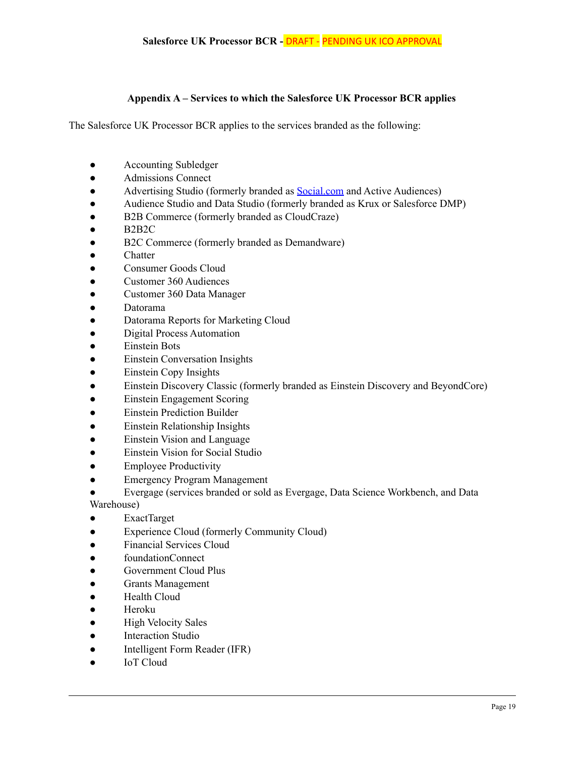### Appendix A – Services to which the Salesforce UK Processor BCR applies

The Salesforce UK Processor BCR applies to the services branded as the following:

- Accounting Subledger
- Admissions Connect
- Advertising Studio (formerly branded as Social.com and Active Audiences)
- Audience Studio and Data Studio (formerly branded as Krux or Salesforce DMP)
- B2B Commerce (formerly branded as CloudCraze)
- B2B2C
- B2C Commerce (formerly branded as Demandware)
- Chatter
- Consumer Goods Cloud
- Customer 360 Audiences
- Customer 360 Data Manager
- Datorama
- Datorama Reports for Marketing Cloud
- Digital Process Automation
- Einstein Bots
- Einstein Conversation Insights
- Einstein Copy Insights
- Einstein Discovery Classic (formerly branded as Einstein Discovery and BeyondCore)
- Einstein Engagement Scoring
- Einstein Prediction Builder
- Einstein Relationship Insights
- Einstein Vision and Language
- Einstein Vision for Social Studio
- Employee Productivity
- Emergency Program Management
- Evergage (services branded or sold as Evergage, Data Science Workbench, and Data Warehouse)
- ExactTarget
- Experience Cloud (formerly Community Cloud)
- Financial Services Cloud
- foundationConnect
- Government Cloud Plus
- Grants Management
- Health Cloud
- Heroku
- High Velocity Sales
- Interaction Studio
- Intelligent Form Reader (IFR)
- IoT Cloud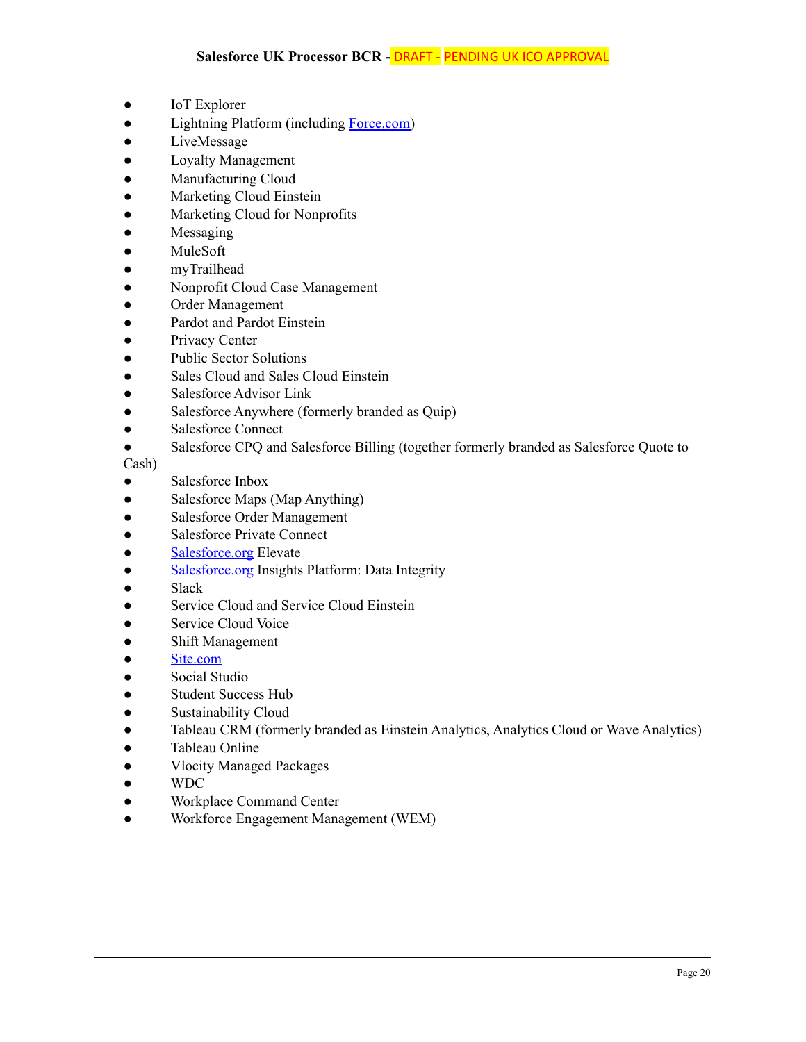- IoT Explorer
- Lightning Platform (including Force.com)
- LiveMessage
- Loyalty Management
- Manufacturing Cloud
- Marketing Cloud Einstein
- Marketing Cloud for Nonprofits
- Messaging
- MuleSoft
- myTrailhead
- Nonprofit Cloud Case Management
- Order Management
- Pardot and Pardot Einstein
- Privacy Center
- Public Sector Solutions
- Sales Cloud and Sales Cloud Einstein
- Salesforce Advisor Link
- Salesforce Anywhere (formerly branded as Quip)
- Salesforce Connect
- Salesforce CPQ and Salesforce Billing (together formerly branded as Salesforce Quote to Cash)
- Salesforce Inbox
- Salesforce Maps (Map Anything)
- Salesforce Order Management
- Salesforce Private Connect
- Salesforce.org Elevate
- Salesforce.org Insights Platform: Data Integrity
- Slack
- Service Cloud and Service Cloud Einstein
- Service Cloud Voice
- Shift Management
- Site.com
- Social Studio
- Student Success Hub
- Sustainability Cloud
- Tableau CRM (formerly branded as Einstein Analytics, Analytics Cloud or Wave Analytics)
- Tableau Online
- Vlocity Managed Packages
- WDC
- Workplace Command Center
- Workforce Engagement Management (WEM)